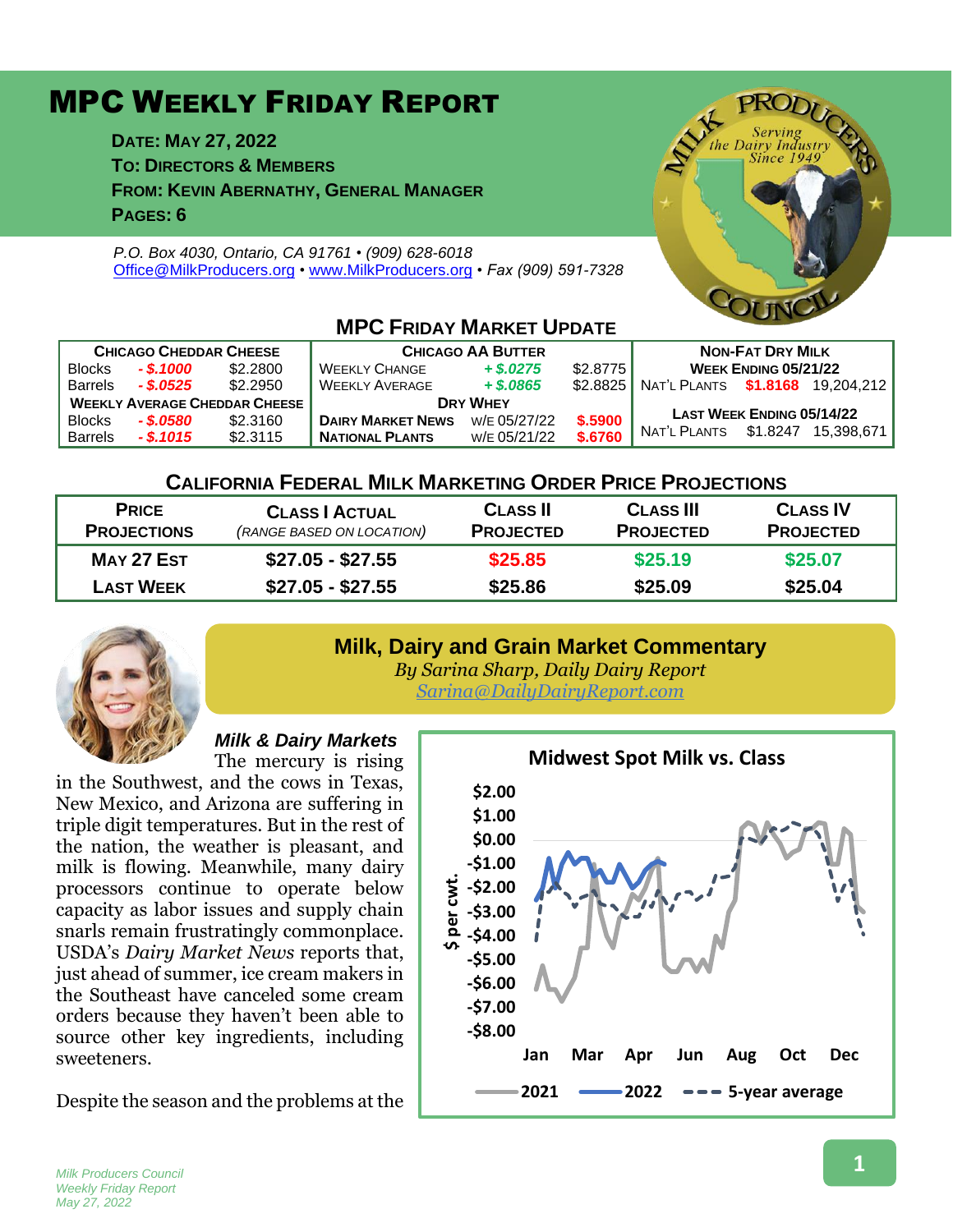# MPC Weekly Friday Report

**Date: May 27, 2022**
**To: Directors & Members**
**From: Kevin Abernathy, General Manager**
**Pages: 6**

*P.O. Box 4030, Ontario, CA 91761 • (909) 628-6018*
*Office@MilkProducers.org • www.MilkProducers.org • Fax (909) 591-7328*

## MPC Friday Market Update

| Chicago Cheddar Cheese | | | Chicago AA Butter | | | Non-Fat Dry Milk | | |
|---|---|---|---|---|---|---|---|---|
| Blocks | - $.1000 | $2.2800 | Weekly Change | + $.0275 | $2.8775 | Week Ending 05/21/22 | | |
| Barrels | - $.0525 | $2.2950 | Weekly Average | + $.0865 | $2.8825 | Nat'l Plants | $1.8168 | 19,204,212 |
| Weekly Average Cheddar Cheese | | | Dry Whey | | | Last Week Ending 05/14/22 | | |
| Blocks | - $.0580 | $2.3160 | Dairy Market News | w/e 05/27/22 | $.5900 | Nat'l Plants | $1.8247 | 15,398,671 |
| Barrels | - $.1015 | $2.3115 | National Plants | w/e 05/21/22 | $.6760 | | | |

## California Federal Milk Marketing Order Price Projections

| Price Projections | Class I Actual *(range based on location)* | Class II Projected | Class III Projected | Class IV Projected |
|---|---|---|---|---|
| May 27 Est | $27.05 - $27.55 | $25.85 | $25.19 | $25.07 |
| Last Week | $27.05 - $27.55 | $25.86 | $25.09 | $25.04 |

## Milk, Dairy and Grain Market Commentary

*By Sarina Sharp, Daily Dairy Report*
*Sarina@DailyDairyReport.com*

### *Milk & Dairy Markets*

The mercury is rising in the Southwest, and the cows in Texas, New Mexico, and Arizona are suffering in triple digit temperatures. But in the rest of the nation, the weather is pleasant, and milk is flowing. Meanwhile, many dairy processors continue to operate below capacity as labor issues and supply chain snarls remain frustratingly commonplace. USDA's *Dairy Market News* reports that, just ahead of summer, ice cream makers in the Southeast have canceled some cream orders because they haven't been able to source other key ingredients, including sweeteners.

Despite the season and the problems at the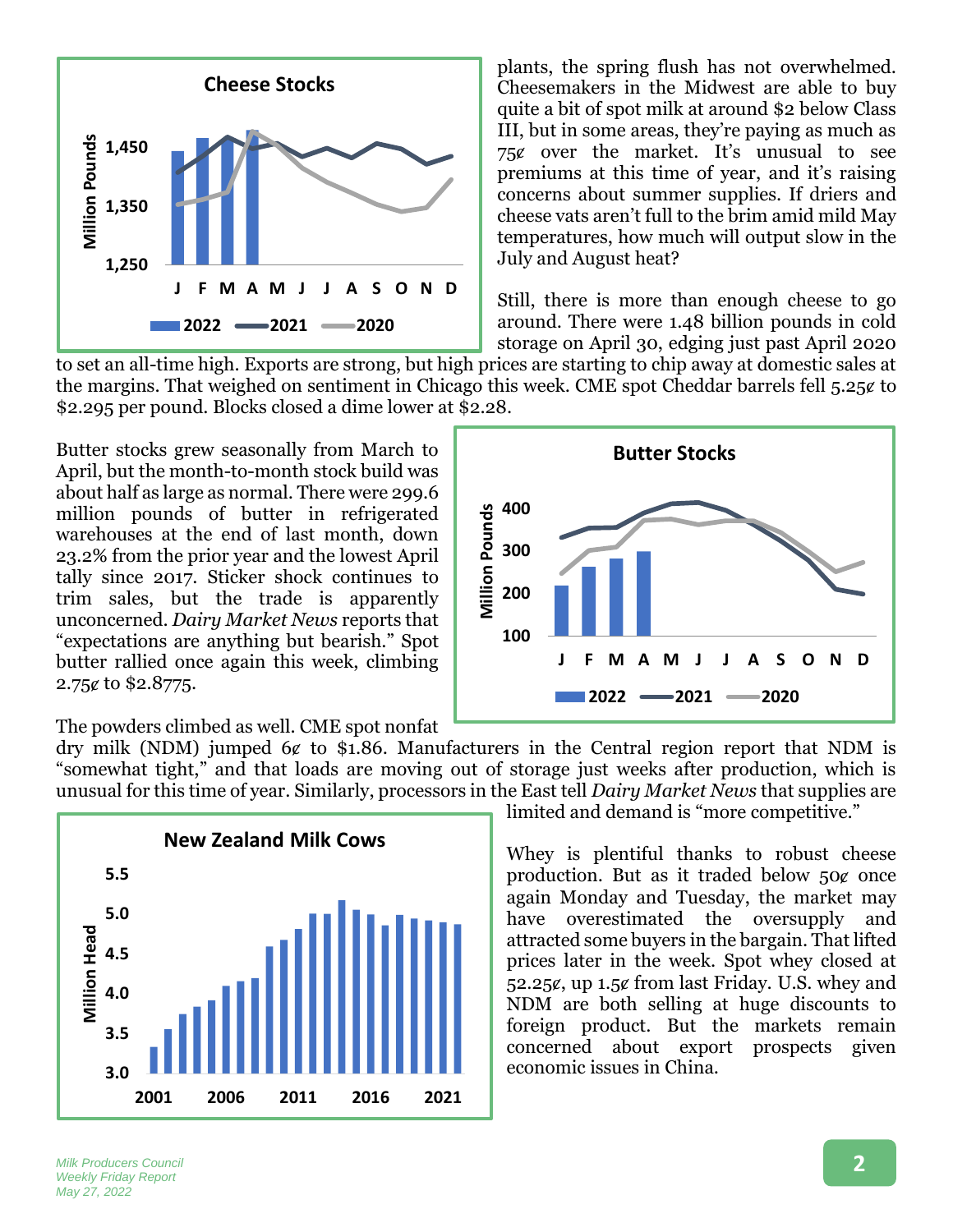plants, the spring flush has not overwhelmed. Cheesemakers in the Midwest are able to buy quite a bit of spot milk at around $2 below Class III, but in some areas, they're paying as much as 75¢ over the market. It's unusual to see premiums at this time of year, and it's raising concerns about summer supplies. If driers and cheese vats aren't full to the brim amid mild May temperatures, how much will output slow in the July and August heat?

Still, there is more than enough cheese to go around. There were 1.48 billion pounds in cold storage on April 30, edging just past April 2020 to set an all-time high. Exports are strong, but high prices are starting to chip away at domestic sales at the margins. That weighed on sentiment in Chicago this week. CME spot Cheddar barrels fell 5.25¢ to $2.295 per pound. Blocks closed a dime lower at $2.28.

Butter stocks grew seasonally from March to April, but the month-to-month stock build was about half as large as normal. There were 299.6 million pounds of butter in refrigerated warehouses at the end of last month, down 23.2% from the prior year and the lowest April tally since 2017. Sticker shock continues to trim sales, but the trade is apparently unconcerned. *Dairy Market News* reports that "expectations are anything but bearish." Spot butter rallied once again this week, climbing 2.75¢ to $2.8775.

The powders climbed as well. CME spot nonfat dry milk (NDM) jumped 6¢ to $1.86. Manufacturers in the Central region report that NDM is "somewhat tight," and that loads are moving out of storage just weeks after production, which is unusual for this time of year. Similarly, processors in the East tell *Dairy Market News* that supplies are limited and demand is "more competitive."

Whey is plentiful thanks to robust cheese production. But as it traded below 50¢ once again Monday and Tuesday, the market may have overestimated the oversupply and attracted some buyers in the bargain. That lifted prices later in the week. Spot whey closed at 52.25¢, up 1.5¢ from last Friday. U.S. whey and NDM are both selling at huge discounts to foreign product. But the markets remain concerned about export prospects given economic issues in China.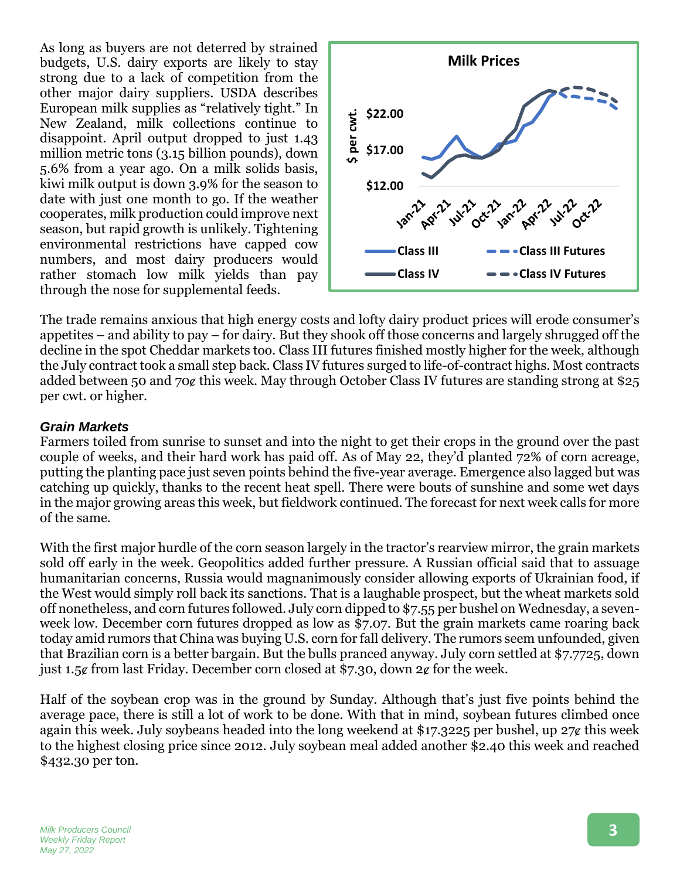As long as buyers are not deterred by strained budgets, U.S. dairy exports are likely to stay strong due to a lack of competition from the other major dairy suppliers. USDA describes European milk supplies as "relatively tight." In New Zealand, milk collections continue to disappoint. April output dropped to just 1.43 million metric tons (3.15 billion pounds), down 5.6% from a year ago. On a milk solids basis, kiwi milk output is down 3.9% for the season to date with just one month to go. If the weather cooperates, milk production could improve next season, but rapid growth is unlikely. Tightening environmental restrictions have capped cow numbers, and most dairy producers would rather stomach low milk yields than pay through the nose for supplemental feeds.

The trade remains anxious that high energy costs and lofty dairy product prices will erode consumer's appetites – and ability to pay – for dairy. But they shook off those concerns and largely shrugged off the decline in the spot Cheddar markets too. Class III futures finished mostly higher for the week, although the July contract took a small step back. Class IV futures surged to life-of-contract highs. Most contracts added between 50 and 70¢ this week. May through October Class IV futures are standing strong at $25 per cwt. or higher.

### *Grain Markets*

Farmers toiled from sunrise to sunset and into the night to get their crops in the ground over the past couple of weeks, and their hard work has paid off. As of May 22, they'd planted 72% of corn acreage, putting the planting pace just seven points behind the five-year average. Emergence also lagged but was catching up quickly, thanks to the recent heat spell. There were bouts of sunshine and some wet days in the major growing areas this week, but fieldwork continued. The forecast for next week calls for more of the same.

With the first major hurdle of the corn season largely in the tractor's rearview mirror, the grain markets sold off early in the week. Geopolitics added further pressure. A Russian official said that to assuage humanitarian concerns, Russia would magnanimously consider allowing exports of Ukrainian food, if the West would simply roll back its sanctions. That is a laughable prospect, but the wheat markets sold off nonetheless, and corn futures followed. July corn dipped to $7.55 per bushel on Wednesday, a seven-week low. December corn futures dropped as low as $7.07. But the grain markets came roaring back today amid rumors that China was buying U.S. corn for fall delivery. The rumors seem unfounded, given that Brazilian corn is a better bargain. But the bulls pranced anyway. July corn settled at $7.7725, down just 1.5¢ from last Friday. December corn closed at $7.30, down 2¢ for the week.

Half of the soybean crop was in the ground by Sunday. Although that's just five points behind the average pace, there is still a lot of work to be done. With that in mind, soybean futures climbed once again this week. July soybeans headed into the long weekend at $17.3225 per bushel, up 27¢ this week to the highest closing price since 2012. July soybean meal added another $2.40 this week and reached $432.30 per ton.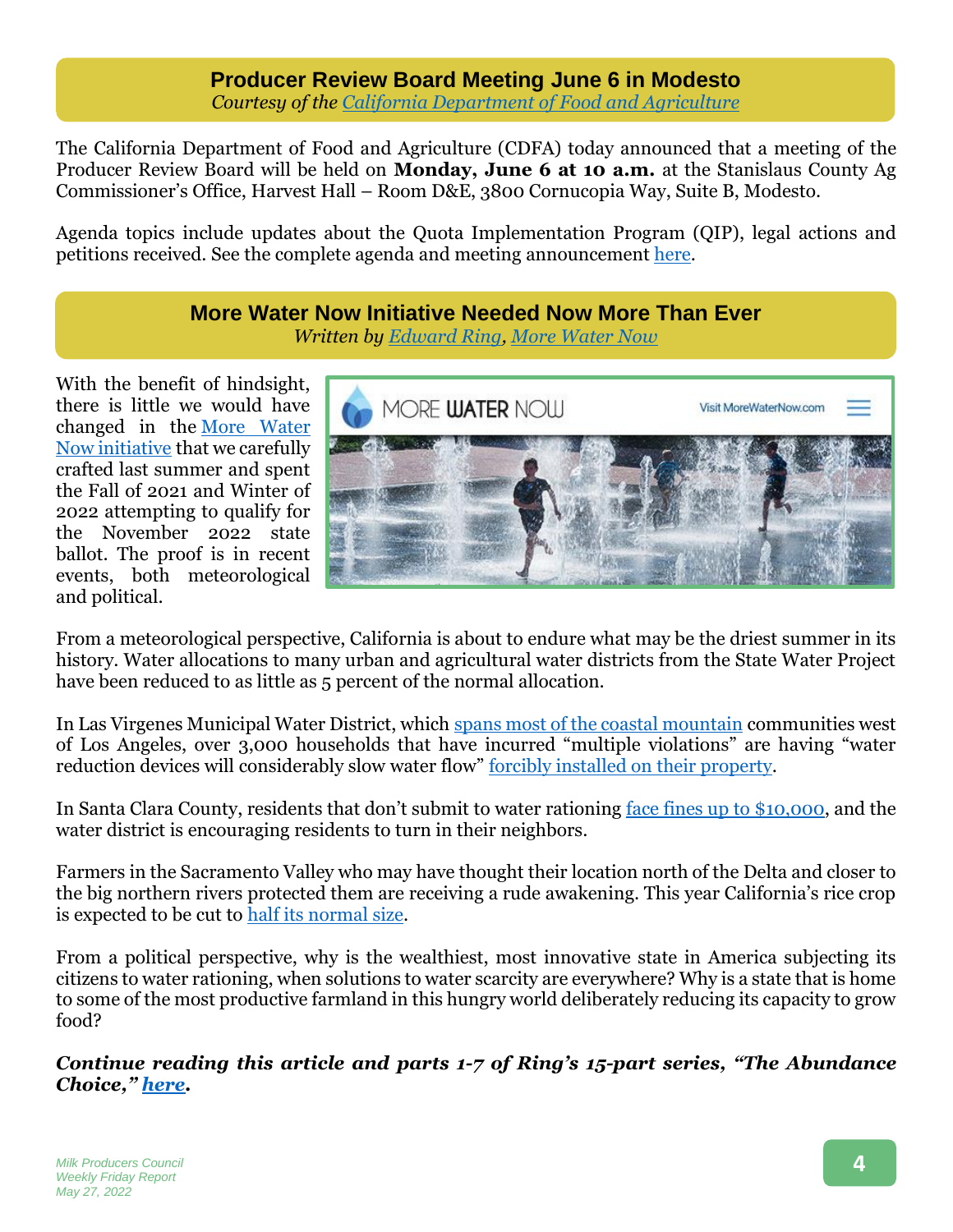## Producer Review Board Meeting June 6 in Modesto

*Courtesy of the California Department of Food and Agriculture*

The California Department of Food and Agriculture (CDFA) today announced that a meeting of the Producer Review Board will be held on **Monday, June 6 at 10 a.m.** at the Stanislaus County Ag Commissioner's Office, Harvest Hall – Room D&E, 3800 Cornucopia Way, Suite B, Modesto.

Agenda topics include updates about the Quota Implementation Program (QIP), legal actions and petitions received. See the complete agenda and meeting announcement here.

## More Water Now Initiative Needed Now More Than Ever

*Written by Edward Ring, More Water Now*

With the benefit of hindsight, there is little we would have changed in the More Water Now initiative that we carefully crafted last summer and spent the Fall of 2021 and Winter of 2022 attempting to qualify for the November 2022 state ballot. The proof is in recent events, both meteorological and political.

From a meteorological perspective, California is about to endure what may be the driest summer in its history. Water allocations to many urban and agricultural water districts from the State Water Project have been reduced to as little as 5 percent of the normal allocation.

In Las Virgenes Municipal Water District, which spans most of the coastal mountain communities west of Los Angeles, over 3,000 households that have incurred "multiple violations" are having "water reduction devices will considerably slow water flow" forcibly installed on their property.

In Santa Clara County, residents that don't submit to water rationing face fines up to $10,000, and the water district is encouraging residents to turn in their neighbors.

Farmers in the Sacramento Valley who may have thought their location north of the Delta and closer to the big northern rivers protected them are receiving a rude awakening. This year California's rice crop is expected to be cut to half its normal size.

From a political perspective, why is the wealthiest, most innovative state in America subjecting its citizens to water rationing, when solutions to water scarcity are everywhere? Why is a state that is home to some of the most productive farmland in this hungry world deliberately reducing its capacity to grow food?

***Continue reading this article and parts 1-7 of Ring's 15-part series, "The Abundance Choice," here.***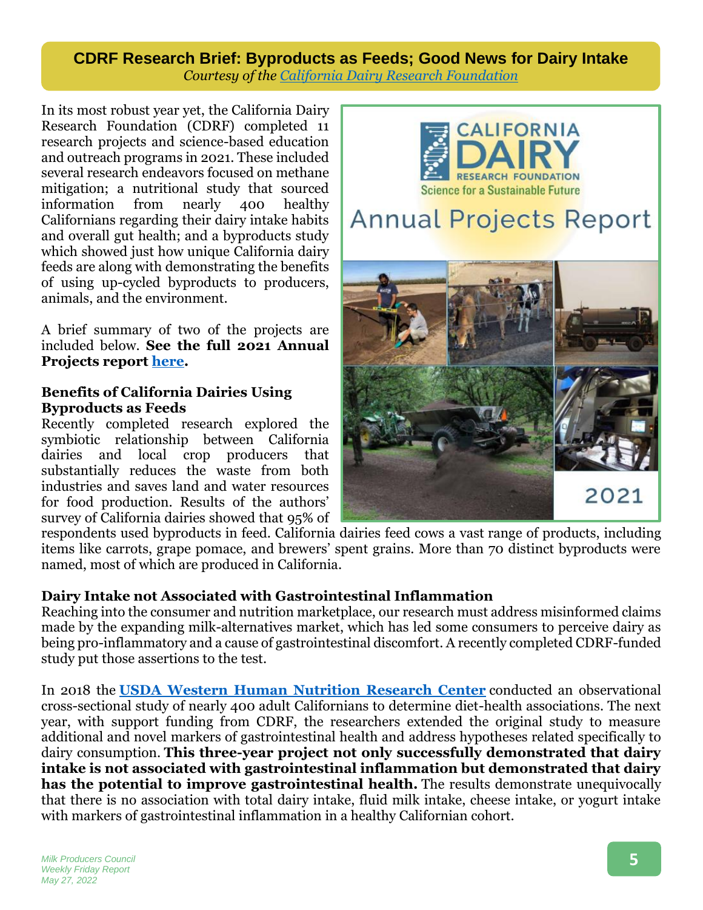## CDRF Research Brief: Byproducts as Feeds; Good News for Dairy Intake

*Courtesy of the California Dairy Research Foundation*

In its most robust year yet, the California Dairy Research Foundation (CDRF) completed 11 research projects and science-based education and outreach programs in 2021. These included several research endeavors focused on methane mitigation; a nutritional study that sourced information from nearly 400 healthy Californians regarding their dairy intake habits and overall gut health; and a byproducts study which showed just how unique California dairy feeds are along with demonstrating the benefits of using up-cycled byproducts to producers, animals, and the environment.

A brief summary of two of the projects are included below. **See the full 2021 Annual Projects report here.**

**Benefits of California Dairies Using Byproducts as Feeds**

Recently completed research explored the symbiotic relationship between California dairies and local crop producers that substantially reduces the waste from both industries and saves land and water resources for food production. Results of the authors' survey of California dairies showed that 95% of respondents used byproducts in feed. California dairies feed cows a vast range of products, including items like carrots, grape pomace, and brewers' spent grains. More than 70 distinct byproducts were named, most of which are produced in California.

**Dairy Intake not Associated with Gastrointestinal Inflammation**

Reaching into the consumer and nutrition marketplace, our research must address misinformed claims made by the expanding milk-alternatives market, which has led some consumers to perceive dairy as being pro-inflammatory and a cause of gastrointestinal discomfort. A recently completed CDRF-funded study put those assertions to the test.

In 2018 the **USDA Western Human Nutrition Research Center** conducted an observational cross-sectional study of nearly 400 adult Californians to determine diet-health associations. The next year, with support funding from CDRF, the researchers extended the original study to measure additional and novel markers of gastrointestinal health and address hypotheses related specifically to dairy consumption. **This three-year project not only successfully demonstrated that dairy intake is not associated with gastrointestinal inflammation but demonstrated that dairy has the potential to improve gastrointestinal health.** The results demonstrate unequivocally that there is no association with total dairy intake, fluid milk intake, cheese intake, or yogurt intake with markers of gastrointestinal inflammation in a healthy Californian cohort.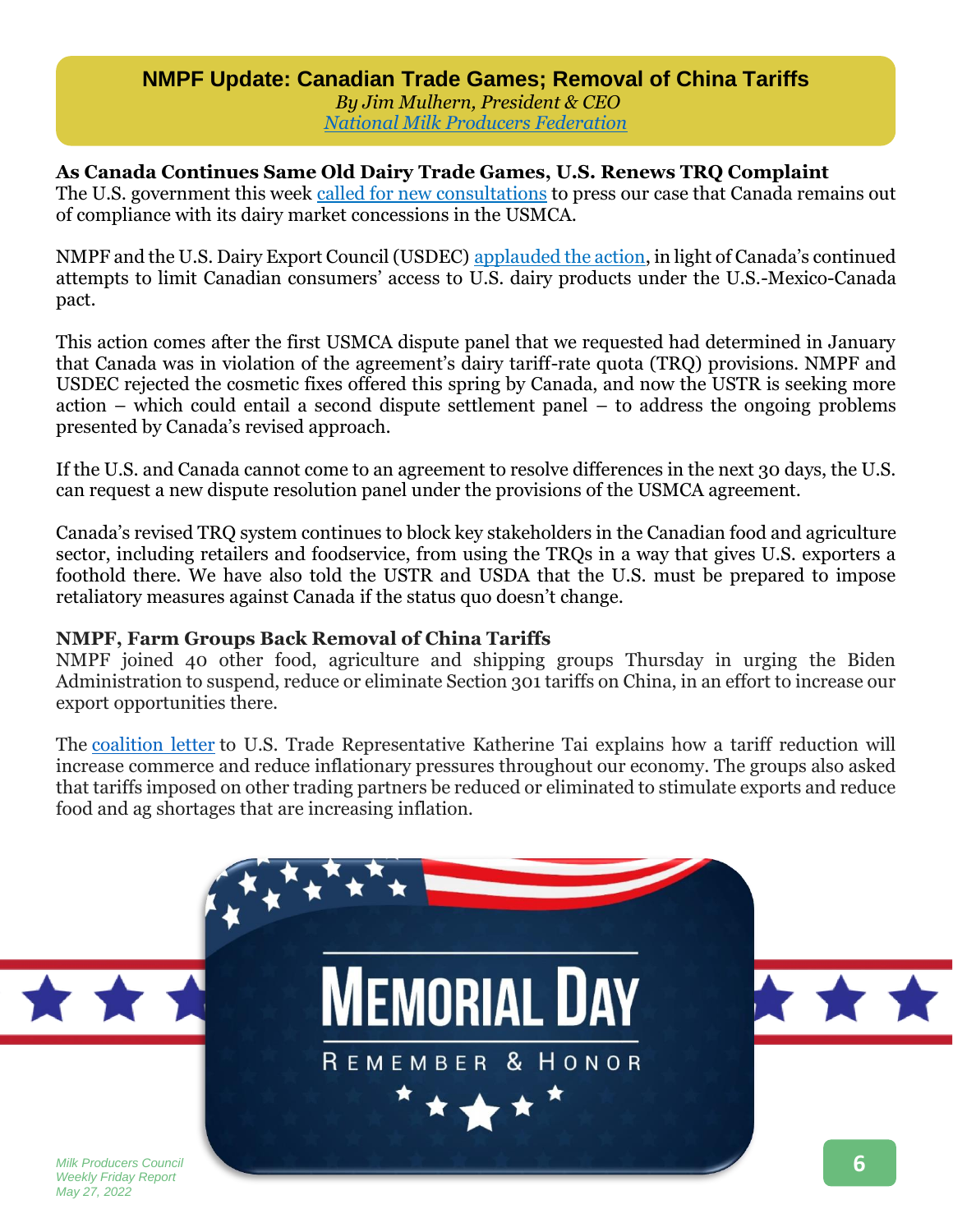## NMPF Update: Canadian Trade Games; Removal of China Tariffs

*By Jim Mulhern, President & CEO*
*National Milk Producers Federation*

### As Canada Continues Same Old Dairy Trade Games, U.S. Renews TRQ Complaint

The U.S. government this week called for new consultations to press our case that Canada remains out of compliance with its dairy market concessions in the USMCA.

NMPF and the U.S. Dairy Export Council (USDEC) applauded the action, in light of Canada's continued attempts to limit Canadian consumers' access to U.S. dairy products under the U.S.-Mexico-Canada pact.

This action comes after the first USMCA dispute panel that we requested had determined in January that Canada was in violation of the agreement's dairy tariff-rate quota (TRQ) provisions. NMPF and USDEC rejected the cosmetic fixes offered this spring by Canada, and now the USTR is seeking more action – which could entail a second dispute settlement panel – to address the ongoing problems presented by Canada's revised approach.

If the U.S. and Canada cannot come to an agreement to resolve differences in the next 30 days, the U.S. can request a new dispute resolution panel under the provisions of the USMCA agreement.

Canada's revised TRQ system continues to block key stakeholders in the Canadian food and agriculture sector, including retailers and foodservice, from using the TRQs in a way that gives U.S. exporters a foothold there. We have also told the USTR and USDA that the U.S. must be prepared to impose retaliatory measures against Canada if the status quo doesn't change.

### NMPF, Farm Groups Back Removal of China Tariffs

NMPF joined 40 other food, agriculture and shipping groups Thursday in urging the Biden Administration to suspend, reduce or eliminate Section 301 tariffs on China, in an effort to increase our export opportunities there.

The coalition letter to U.S. Trade Representative Katherine Tai explains how a tariff reduction will increase commerce and reduce inflationary pressures throughout our economy. The groups also asked that tariffs imposed on other trading partners be reduced or eliminated to stimulate exports and reduce food and ag shortages that are increasing inflation.

MEMORIAL DAY

REMEMBER & HONOR